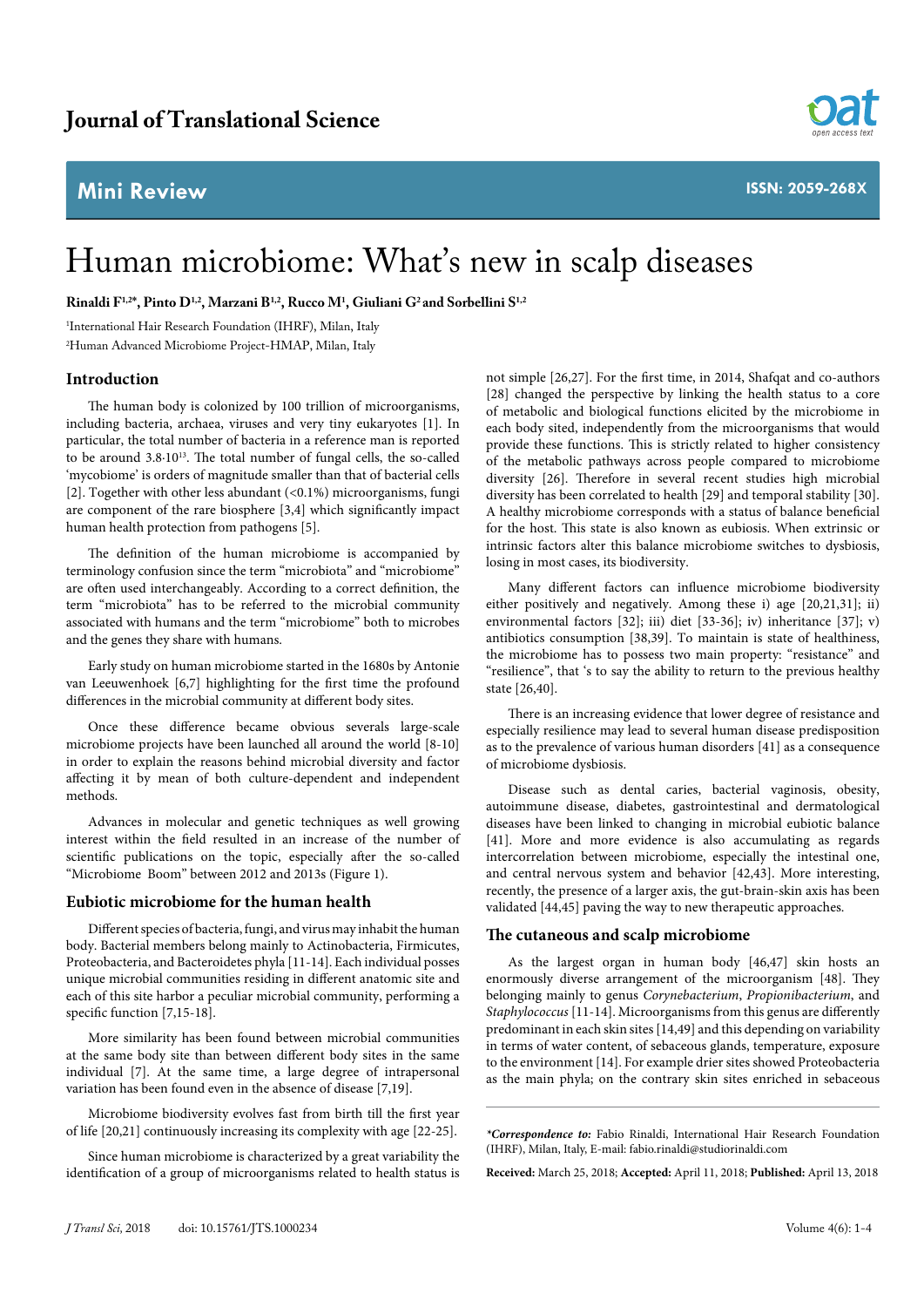# Journal of Translational Science

## Mini Review

ISSN: 2059-268X

# Human microbiome: What's new in scalp diseases

**Rinaldi F[1,2*], Pinto D[1,2], Marzani B[1,2], Rucco M[1], Giuliani G[2] and Sorbellini S[1,2]**

[1]International Hair Research Foundation (IHRF), Milan, Italy

[2]Human Advanced Microbiome Project-HMAP, Milan, Italy

## Introduction

The human body is colonized by 100 trillion of microorganisms, including bacteria, archaea, viruses and very tiny eukaryotes [1]. In particular, the total number of bacteria in a reference man is reported to be around $3.8 \cdot 10^{13}$. The total number of fungal cells, the so-called 'mycobiome' is orders of magnitude smaller than that of bacterial cells [2]. Together with other less abundant (<0.1%) microorganisms, fungi are component of the rare biosphere [3,4] which significantly impact human health protection from pathogens [5].

The definition of the human microbiome is accompanied by terminology confusion since the term "microbiota" and "microbiome" are often used interchangeably. According to a correct definition, the term "microbiota" has to be referred to the microbial community associated with humans and the term "microbiome" both to microbes and the genes they share with humans.

Early study on human microbiome started in the 1680s by Antonie van Leeuwenhoek [6,7] highlighting for the first time the profound differences in the microbial community at different body sites.

Once these difference became obvious severals large-scale microbiome projects have been launched all around the world [8-10] in order to explain the reasons behind microbial diversity and factor affecting it by mean of both culture-dependent and independent methods.

Advances in molecular and genetic techniques as well growing interest within the field resulted in an increase of the number of scientific publications on the topic, especially after the so-called "Microbiome Boom" between 2012 and 2013s (Figure 1).

## Eubiotic microbiome for the human health

Different species of bacteria, fungi, and virus may inhabit the human body. Bacterial members belong mainly to Actinobacteria, Firmicutes, Proteobacteria, and Bacteroidetes phyla [11-14]. Each individual posses unique microbial communities residing in different anatomic site and each of this site harbor a peculiar microbial community, performing a specific function [7,15-18].

More similarity has been found between microbial communities at the same body site than between different body sites in the same individual [7]. At the same time, a large degree of intrapersonal variation has been found even in the absence of disease [7,19].

Microbiome biodiversity evolves fast from birth till the first year of life [20,21] continuously increasing its complexity with age [22-25].

Since human microbiome is characterized by a great variability the identification of a group of microorganisms related to health status is not simple [26,27]. For the first time, in 2014, Shafqat and co-authors [28] changed the perspective by linking the health status to a core of metabolic and biological functions elicited by the microbiome in each body sited, independently from the microorganisms that would provide these functions. This is strictly related to higher consistency of the metabolic pathways across people compared to microbiome diversity [26]. Therefore in several recent studies high microbial diversity has been correlated to health [29] and temporal stability [30]. A healthy microbiome corresponds with a status of balance beneficial for the host. This state is also known as eubiosis. When extrinsic or intrinsic factors alter this balance microbiome switches to dysbiosis, losing in most cases, its biodiversity.

Many different factors can influence microbiome biodiversity either positively and negatively. Among these i) age [20,21,31]; ii) environmental factors [32]; iii) diet [33-36]; iv) inheritance [37]; v) antibiotics consumption [38,39]. To maintain is state of healthiness, the microbiome has to possess two main property: "resistance" and "resilience", that 's to say the ability to return to the previous healthy state [26,40].

There is an increasing evidence that lower degree of resistance and especially resilience may lead to several human disease predisposition as to the prevalence of various human disorders [41] as a consequence of microbiome dysbiosis.

Disease such as dental caries, bacterial vaginosis, obesity, autoimmune disease, diabetes, gastrointestinal and dermatological diseases have been linked to changing in microbial eubiotic balance [41]. More and more evidence is also accumulating as regards intercorrelation between microbiome, especially the intestinal one, and central nervous system and behavior [42,43]. More interesting, recently, the presence of a larger axis, the gut-brain-skin axis has been validated [44,45] paving the way to new therapeutic approaches.

## The cutaneous and scalp microbiome

As the largest organ in human body [46,47] skin hosts an enormously diverse arrangement of the microorganism [48]. They belonging mainly to genus *Corynebacterium*, *Propionibacterium*, and *Staphylococcus* [11-14]. Microorganisms from this genus are differently predominant in each skin sites [14,49] and this depending on variability in terms of water content, of sebaceous glands, temperature, exposure to the environment [14]. For example drier sites showed Proteobacteria as the main phyla; on the contrary skin sites enriched in sebaceous

***Correspondence to:** Fabio Rinaldi, International Hair Research Foundation (IHRF), Milan, Italy, E-mail: fabio.rinaldi@studiorinaldi.com

**Received:** March 25, 2018; **Accepted:** April 11, 2018; **Published:** April 13, 2018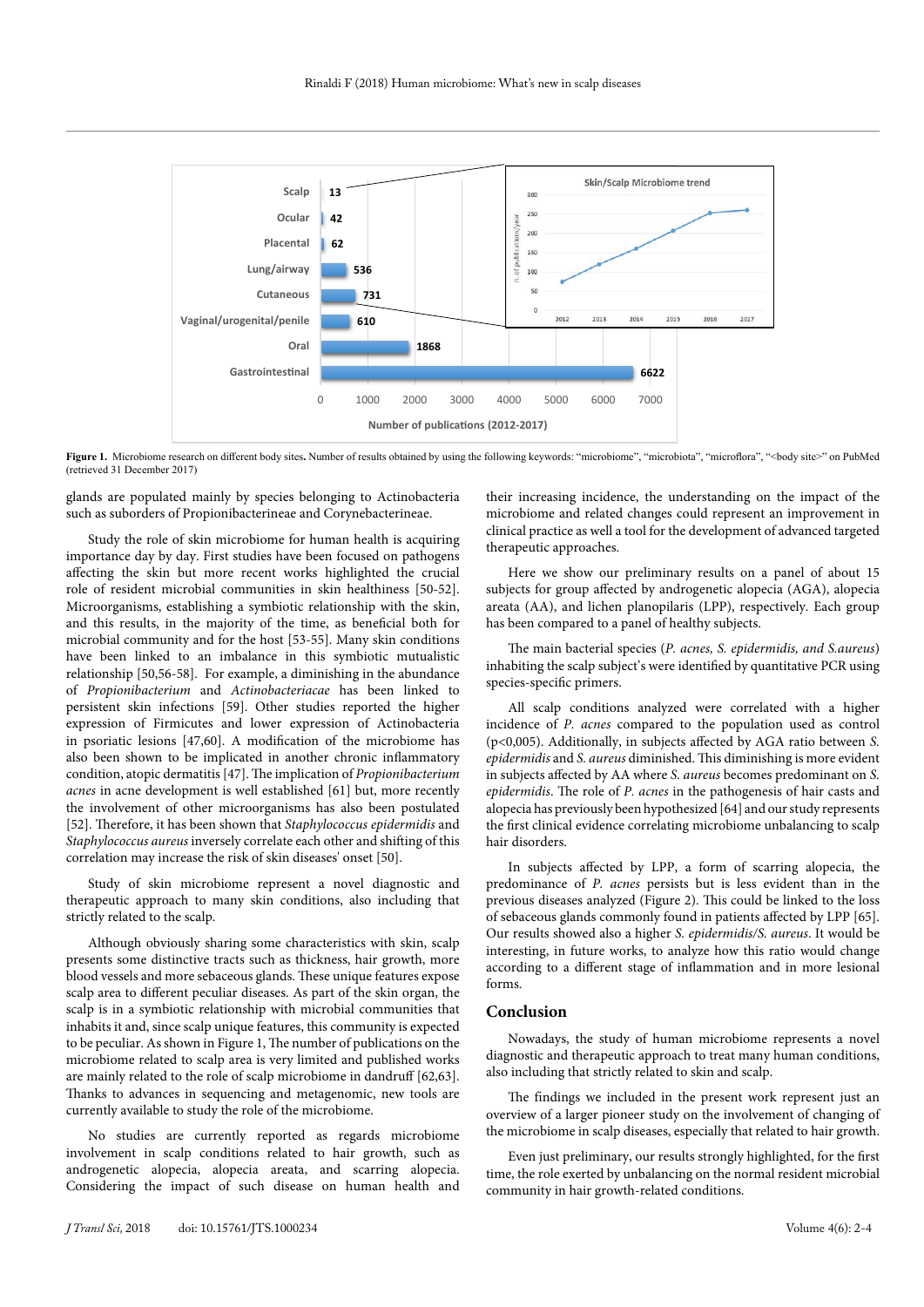Figure 1. Microbiome research on different body sites. Number of results obtained by using the following keywords: "microbiome", "microbiota", "microflora", "<body site>" on PubMed (retrieved 31 December 2017)

glands are populated mainly by species belonging to Actinobacteria such as suborders of Propionibacterineae and Corynebacterineae.

Study the role of skin microbiome for human health is acquiring importance day by day. First studies have been focused on pathogens affecting the skin but more recent works highlighted the crucial role of resident microbial communities in skin healthiness [50-52]. Microorganisms, establishing a symbiotic relationship with the skin, and this results, in the majority of the time, as beneficial both for microbial community and for the host [53-55]. Many skin conditions have been linked to an imbalance in this symbiotic mutualistic relationship [50,56-58]. For example, a diminishing in the abundance of *Propionibacterium* and *Actinobacteriacae* has been linked to persistent skin infections [59]. Other studies reported the higher expression of Firmicutes and lower expression of Actinobacteria in psoriatic lesions [47,60]. A modification of the microbiome has also been shown to be implicated in another chronic inflammatory condition, atopic dermatitis [47]. The implication of *Propionibacterium acnes* in acne development is well established [61] but, more recently the involvement of other microorganisms has also been postulated [52]. Therefore, it has been shown that *Staphylococcus epidermidis* and *Staphylococcus aureus* inversely correlate each other and shifting of this correlation may increase the risk of skin diseases' onset [50].

Study of skin microbiome represent a novel diagnostic and therapeutic approach to many skin conditions, also including that strictly related to the scalp.

Although obviously sharing some characteristics with skin, scalp presents some distinctive tracts such as thickness, hair growth, more blood vessels and more sebaceous glands. These unique features expose scalp area to different peculiar diseases. As part of the skin organ, the scalp is in a symbiotic relationship with microbial communities that inhabits it and, since scalp unique features, this community is expected to be peculiar. As shown in Figure 1, The number of publications on the microbiome related to scalp area is very limited and published works are mainly related to the role of scalp microbiome in dandruff [62,63]. Thanks to advances in sequencing and metagenomic, new tools are currently available to study the role of the microbiome.

No studies are currently reported as regards microbiome involvement in scalp conditions related to hair growth, such as androgenetic alopecia, alopecia areata, and scarring alopecia. Considering the impact of such disease on human health and their increasing incidence, the understanding on the impact of the microbiome and related changes could represent an improvement in clinical practice as well a tool for the development of advanced targeted therapeutic approaches.

Here we show our preliminary results on a panel of about 15 subjects for group affected by androgenetic alopecia (AGA), alopecia areata (AA), and lichen planopilaris (LPP), respectively. Each group has been compared to a panel of healthy subjects.

The main bacterial species (*P. acnes, S. epidermidis, and S.aureus*) inhabiting the scalp subject's were identified by quantitative PCR using species-specific primers.

All scalp conditions analyzed were correlated with a higher incidence of *P. acnes* compared to the population used as control ($p<0,005$). Additionally, in subjects affected by AGA ratio between *S. epidermidis* and *S. aureus* diminished. This diminishing is more evident in subjects affected by AA where *S. aureus* becomes predominant on *S. epidermidis*. The role of *P. acnes* in the pathogenesis of hair casts and alopecia has previously been hypothesized [64] and our study represents the first clinical evidence correlating microbiome unbalancing to scalp hair disorders.

In subjects affected by LPP, a form of scarring alopecia, the predominance of *P. acnes* persists but is less evident than in the previous diseases analyzed (Figure 2). This could be linked to the loss of sebaceous glands commonly found in patients affected by LPP [65]. Our results showed also a higher *S. epidermidis/S. aureus*. It would be interesting, in future works, to analyze how this ratio would change according to a different stage of inflammation and in more lesional forms.

## Conclusion

Nowadays, the study of human microbiome represents a novel diagnostic and therapeutic approach to treat many human conditions, also including that strictly related to skin and scalp.

The findings we included in the present work represent just an overview of a larger pioneer study on the involvement of changing of the microbiome in scalp diseases, especially that related to hair growth.

Even just preliminary, our results strongly highlighted, for the first time, the role exerted by unbalancing on the normal resident microbial community in hair growth-related conditions.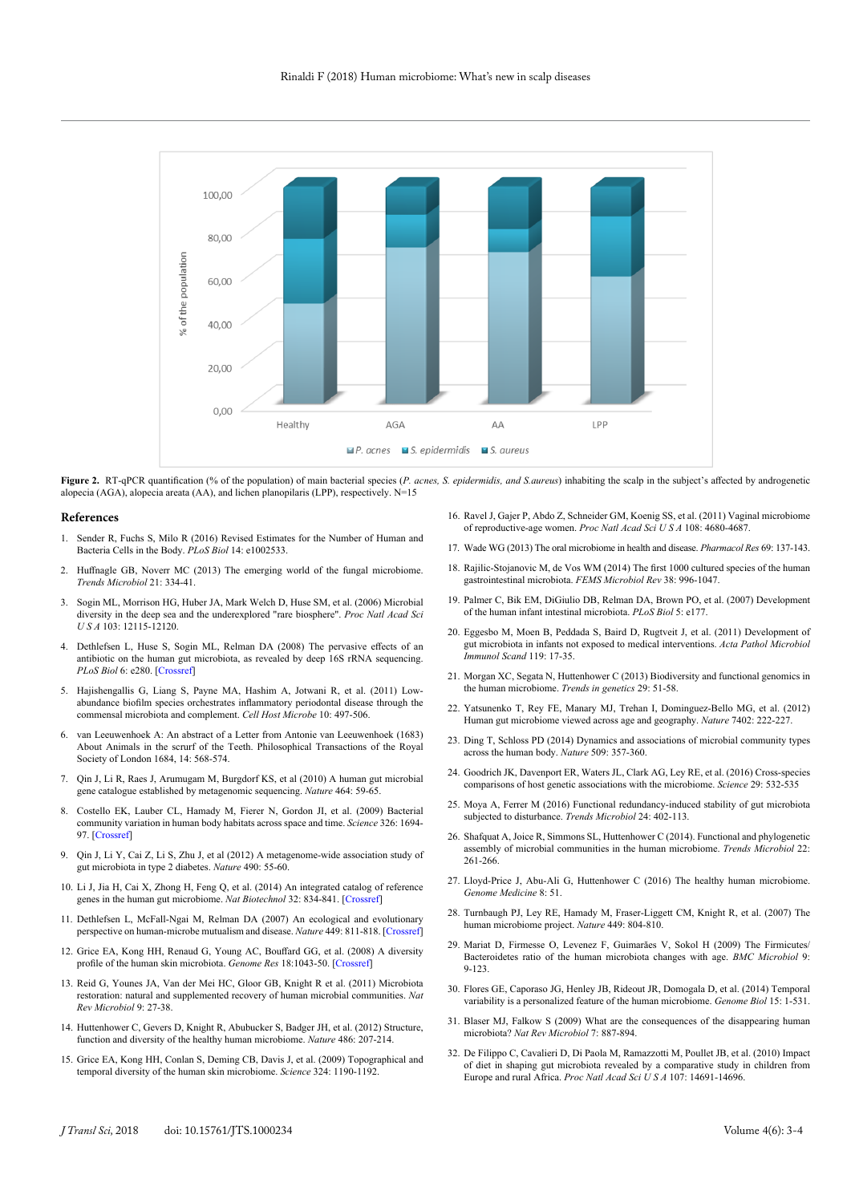**Figure 2.** RT-qPCR quantification (% of the population) of main bacterial species (*P. acnes, S. epidermidis, and S.aureus*) inhabiting the scalp in the subject's affected by androgenetic alopecia (AGA), alopecia areata (AA), and lichen planopilaris (LPP), respectively. N=15

## References

1. Sender R, Fuchs S, Milo R (2016) Revised Estimates for the Number of Human and Bacteria Cells in the Body. *PLoS Biol* 14: e1002533.
2. Huffnagle GB, Noverr MC (2013) The emerging world of the fungal microbiome. *Trends Microbiol* 21: 334-41.
3. Sogin ML, Morrison HG, Huber JA, Mark Welch D, Huse SM, et al. (2006) Microbial diversity in the deep sea and the underexplored "rare biosphere". *Proc Natl Acad Sci U S A* 103: 12115-12120.
4. Dethlefsen L, Huse S, Sogin ML, Relman DA (2008) The pervasive effects of an antibiotic on the human gut microbiota, as revealed by deep 16S rRNA sequencing. *PLoS Biol* 6: e280. [Crossref]
5. Hajishengallis G, Liang S, Payne MA, Hashim A, Jotwani R, et al. (2011) Low-abundance biofilm species orchestrates inflammatory periodontal disease through the commensal microbiota and complement. *Cell Host Microbe* 10: 497-506.
6. van Leeuwenhoek A: An abstract of a Letter from Antonie van Leeuwenhoek (1683) About Animals in the scrurf of the Teeth. Philosophical Transactions of the Royal Society of London 1684, 14: 568-574.
7. Qin J, Li R, Raes J, Arumugam M, Burgdorf KS, et al (2010) A human gut microbial gene catalogue established by metagenomic sequencing. *Nature* 464: 59-65.
8. Costello EK, Lauber CL, Hamady M, Fierer N, Gordon JI, et al. (2009) Bacterial community variation in human body habitats across space and time. *Science* 326: 1694-97. [Crossref]
9. Qin J, Li Y, Cai Z, Li S, Zhu J, et al (2012) A metagenome-wide association study of gut microbiota in type 2 diabetes. *Nature* 490: 55-60.
10. Li J, Jia H, Cai X, Zhong H, Feng Q, et al. (2014) An integrated catalog of reference genes in the human gut microbiome. *Nat Biotechnol* 32: 834-841. [Crossref]
11. Dethlefsen L, McFall-Ngai M, Relman DA (2007) An ecological and evolutionary perspective on human-microbe mutualism and disease. *Nature* 449: 811-818. [Crossref]
12. Grice EA, Kong HH, Renaud G, Young AC, Bouffard GG, et al. (2008) A diversity profile of the human skin microbiota. *Genome Res* 18:1043-50. [Crossref]
13. Reid G, Younes JA, Van der Mei HC, Gloor GB, Knight R et al. (2011) Microbiota restoration: natural and supplemented recovery of human microbial communities. *Nat Rev Microbiol* 9: 27-38.
14. Huttenhower C, Gevers D, Knight R, Abubucker S, Badger JH, et al. (2012) Structure, function and diversity of the healthy human microbiome. *Nature* 486: 207-214.
15. Grice EA, Kong HH, Conlan S, Deming CB, Davis J, et al. (2009) Topographical and temporal diversity of the human skin microbiome. *Science* 324: 1190-1192.
16. Ravel J, Gajer P, Abdo Z, Schneider GM, Koenig SS, et al. (2011) Vaginal microbiome of reproductive-age women. *Proc Natl Acad Sci U S A* 108: 4680-4687.
17. Wade WG (2013) The oral microbiome in health and disease. *Pharmacol Res* 69: 137-143.
18. Rajilic-Stojanovic M, de Vos WM (2014) The first 1000 cultured species of the human gastrointestinal microbiota. *FEMS Microbiol Rev* 38: 996-1047.
19. Palmer C, Bik EM, DiGiulio DB, Relman DA, Brown PO, et al. (2007) Development of the human infant intestinal microbiota. *PLoS Biol* 5: e177.
20. Eggesbo M, Moen B, Peddada S, Baird D, Rugtveit J, et al. (2011) Development of gut microbiota in infants not exposed to medical interventions. *Acta Pathol Microbiol Immunol Scand* 119: 17-35.
21. Morgan XC, Segata N, Huttenhower C (2013) Biodiversity and functional genomics in the human microbiome. *Trends in genetics* 29: 51-58.
22. Yatsunenko T, Rey FE, Manary MJ, Trehan I, Dominguez-Bello MG, et al. (2012) Human gut microbiome viewed across age and geography. *Nature* 7402: 222-227.
23. Ding T, Schloss PD (2014) Dynamics and associations of microbial community types across the human body. *Nature* 509: 357-360.
24. Goodrich JK, Davenport ER, Waters JL, Clark AG, Ley RE, et al. (2016) Cross-species comparisons of host genetic associations with the microbiome. *Science* 29: 532-535
25. Moya A, Ferrer M (2016) Functional redundancy-induced stability of gut microbiota subjected to disturbance. *Trends Microbiol* 24: 402-113.
26. Shafquat A, Joice R, Simmons SL, Huttenhower C (2014). Functional and phylogenetic assembly of microbial communities in the human microbiome. *Trends Microbiol* 22: 261-266.
27. Lloyd-Price J, Abu-Ali G, Huttenhower C (2016) The healthy human microbiome. *Genome Medicine* 8: 51.
28. Turnbaugh PJ, Ley RE, Hamady M, Fraser-Liggett CM, Knight R, et al. (2007) The human microbiome project. *Nature* 449: 804-810.
29. Mariat D, Firmesse O, Levenez F, Guimarães V, Sokol H (2009) The Firmicutes/Bacteroidetes ratio of the human microbiota changes with age. *BMC Microbiol* 9: 9-123.
30. Flores GE, Caporaso JG, Henley JB, Rideout JR, Domogala D, et al. (2014) Temporal variability is a personalized feature of the human microbiome. *Genome Biol* 15: 1-531.
31. Blaser MJ, Falkow S (2009) What are the consequences of the disappearing human microbiota? *Nat Rev Microbiol* 7: 887-894.
32. De Filippo C, Cavalieri D, Di Paola M, Ramazzotti M, Poullet JB, et al. (2010) Impact of diet in shaping gut microbiota revealed by a comparative study in children from Europe and rural Africa. *Proc Natl Acad Sci U S A* 107: 14691-14696.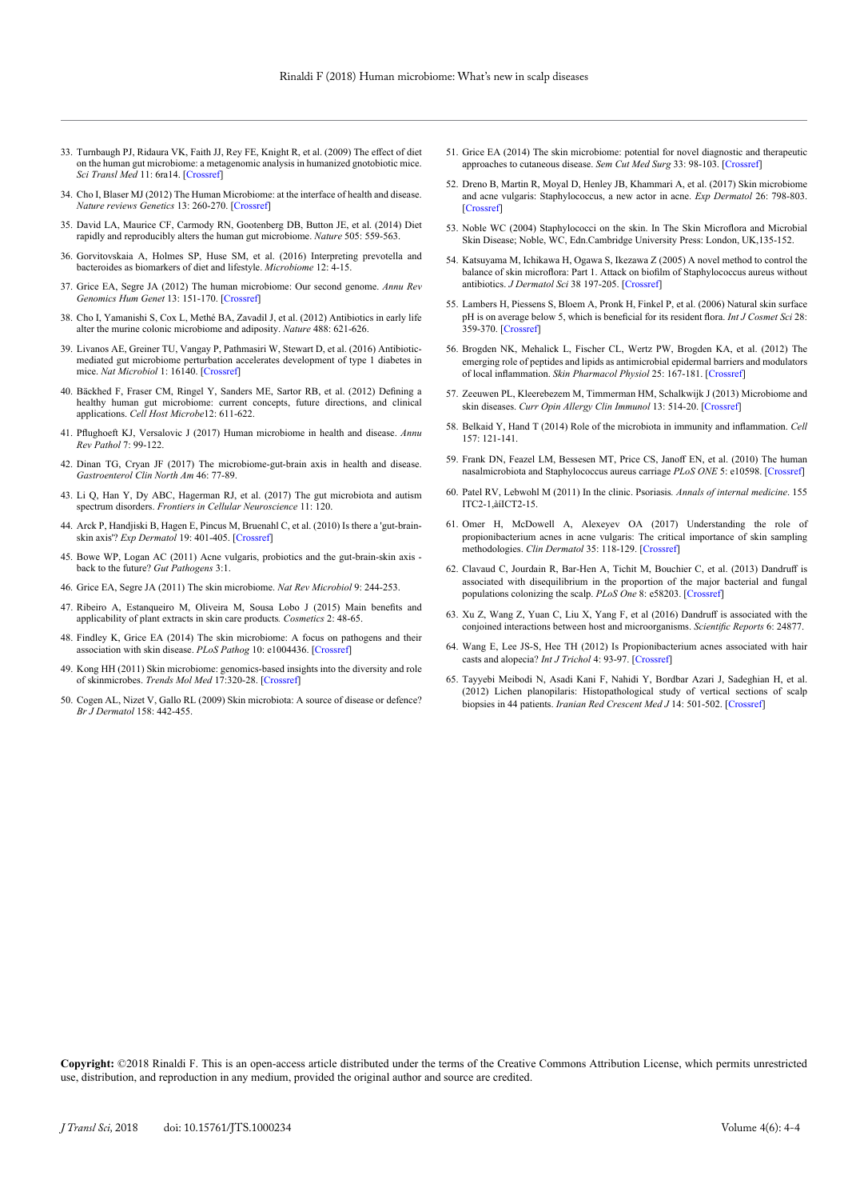33. Turnbaugh PJ, Ridaura VK, Faith JJ, Rey FE, Knight R, et al. (2009) The effect of diet on the human gut microbiome: a metagenomic analysis in humanized gnotobiotic mice. *Sci Transl Med* 11: 6ra14. [Crossref]

34. Cho I, Blaser MJ (2012) The Human Microbiome: at the interface of health and disease. *Nature reviews Genetics* 13: 260-270. [Crossref]

35. David LA, Maurice CF, Carmody RN, Gootenberg DB, Button JE, et al. (2014) Diet rapidly and reproducibly alters the human gut microbiome. *Nature* 505: 559-563.

36. Gorvitovskaia A, Holmes SP, Huse SM, et al. (2016) Interpreting prevotella and bacteroides as biomarkers of diet and lifestyle. *Microbiome* 12: 4-15.

37. Grice EA, Segre JA (2012) The human microbiome: Our second genome. *Annu Rev Genomics Hum Genet* 13: 151-170. [Crossref]

38. Cho I, Yamanishi S, Cox L, Methé BA, Zavadil J, et al. (2012) Antibiotics in early life alter the murine colonic microbiome and adiposity. *Nature* 488: 621-626.

39. Livanos AE, Greiner TU, Vangay P, Pathmasiri W, Stewart D, et al. (2016) Antibiotic-mediated gut microbiome perturbation accelerates development of type 1 diabetes in mice. *Nat Microbiol* 1: 16140. [Crossref]

40. Bäckhed F, Fraser CM, Ringel Y, Sanders ME, Sartor RB, et al. (2012) Defining a healthy human gut microbiome: current concepts, future directions, and clinical applications. *Cell Host Microbe*12: 611-622.

41. Pflughoeft KJ, Versalovic J (2017) Human microbiome in health and disease. *Annu Rev Pathol* 7: 99-122.

42. Dinan TG, Cryan JF (2017) The microbiome-gut-brain axis in health and disease. *Gastroenterol Clin North Am* 46: 77-89.

43. Li Q, Han Y, Dy ABC, Hagerman RJ, et al. (2017) The gut microbiota and autism spectrum disorders. *Frontiers in Cellular Neuroscience* 11: 120.

44. Arck P, Handjiski B, Hagen E, Pincus M, Bruenahl C, et al. (2010) Is there a 'gut-brain-skin axis'? *Exp Dermatol* 19: 401-405. [Crossref]

45. Bowe WP, Logan AC (2011) Acne vulgaris, probiotics and the gut-brain-skin axis - back to the future? *Gut Pathogens* 3:1.

46. Grice EA, Segre JA (2011) The skin microbiome. *Nat Rev Microbiol* 9: 244-253.

47. Ribeiro A, Estanqueiro M, Oliveira M, Sousa Lobo J (2015) Main benefits and applicability of plant extracts in skin care products. *Cosmetics* 2: 48-65.

48. Findley K, Grice EA (2014) The skin microbiome: A focus on pathogens and their association with skin disease. *PLoS Pathog* 10: e1004436. [Crossref]

49. Kong HH (2011) Skin microbiome: genomics-based insights into the diversity and role of skinmicrobes. *Trends Mol Med* 17:320-28. [Crossref]

50. Cogen AL, Nizet V, Gallo RL (2009) Skin microbiota: A source of disease or defence? *Br J Dermatol* 158: 442-455.

51. Grice EA (2014) The skin microbiome: potential for novel diagnostic and therapeutic approaches to cutaneous disease. *Sem Cut Med Surg* 33: 98-103. [Crossref]

52. Dreno B, Martin R, Moyal D, Henley JB, Khammari A, et al. (2017) Skin microbiome and acne vulgaris: Staphylococcus, a new actor in acne. *Exp Dermatol* 26: 798-803. [Crossref]

53. Noble WC (2004) Staphylococci on the skin. In The Skin Microflora and Microbial Skin Disease; Noble, WC, Edn.Cambridge University Press: London, UK,135-152.

54. Katsuyama M, Ichikawa H, Ogawa S, Ikezawa Z (2005) A novel method to control the balance of skin microflora: Part 1. Attack on biofilm of Staphylococcus aureus without antibiotics. *J Dermatol Sci* 38 197-205. [Crossref]

55. Lambers H, Piessens S, Bloem A, Pronk H, Finkel P, et al. (2006) Natural skin surface pH is on average below 5, which is beneficial for its resident flora. *Int J Cosmet Sci* 28: 359-370. [Crossref]

56. Brogden NK, Mehalick L, Fischer CL, Wertz PW, Brogden KA, et al. (2012) The emerging role of peptides and lipids as antimicrobial epidermal barriers and modulators of local inflammation. *Skin Pharmacol Physiol* 25: 167-181. [Crossref]

57. Zeeuwen PL, Kleerebezem M, Timmerman HM, Schalkwijk J (2013) Microbiome and skin diseases. *Curr Opin Allergy Clin Immunol* 13: 514-20. [Crossref]

58. Belkaid Y, Hand T (2014) Role of the microbiota in immunity and inflammation. *Cell* 157: 121-141.

59. Frank DN, Feazel LM, Bessesen MT, Price CS, Janoff EN, et al. (2010) The human nasalmicrobiota and Staphylococcus aureus carriage *PLoS ONE* 5: e10598. [Crossref]

60. Patel RV, Lebwohl M (2011) In the clinic. Psoriasis. *Annals of internal medicine*. 155 ITC2-1,âìICT2-15.

61. Omer H, McDowell A, Alexeyev OA (2017) Understanding the role of propionibacterium acnes in acne vulgaris: The critical importance of skin sampling methodologies. *Clin Dermatol* 35: 118-129. [Crossref]

62. Clavaud C, Jourdain R, Bar-Hen A, Tichit M, Bouchier C, et al. (2013) Dandruff is associated with disequilibrium in the proportion of the major bacterial and fungal populations colonizing the scalp. *PLoS One* 8: e58203. [Crossref]

63. Xu Z, Wang Z, Yuan C, Liu X, Yang F, et al (2016) Dandruff is associated with the conjoined interactions between host and microorganisms. *Scientific Reports* 6: 24877.

64. Wang E, Lee JS-S, Hee TH (2012) Is Propionibacterium acnes associated with hair casts and alopecia? *Int J Trichol* 4: 93-97. [Crossref]

65. Tayyebi Meibodi N, Asadi Kani F, Nahidi Y, Bordbar Azari J, Sadeghian H, et al. (2012) Lichen planopilaris: Histopathological study of vertical sections of scalp biopsies in 44 patients. *Iranian Red Crescent Med J* 14: 501-502. [Crossref]

**Copyright:** ©2018 Rinaldi F. This is an open-access article distributed under the terms of the Creative Commons Attribution License, which permits unrestricted use, distribution, and reproduction in any medium, provided the original author and source are credited.